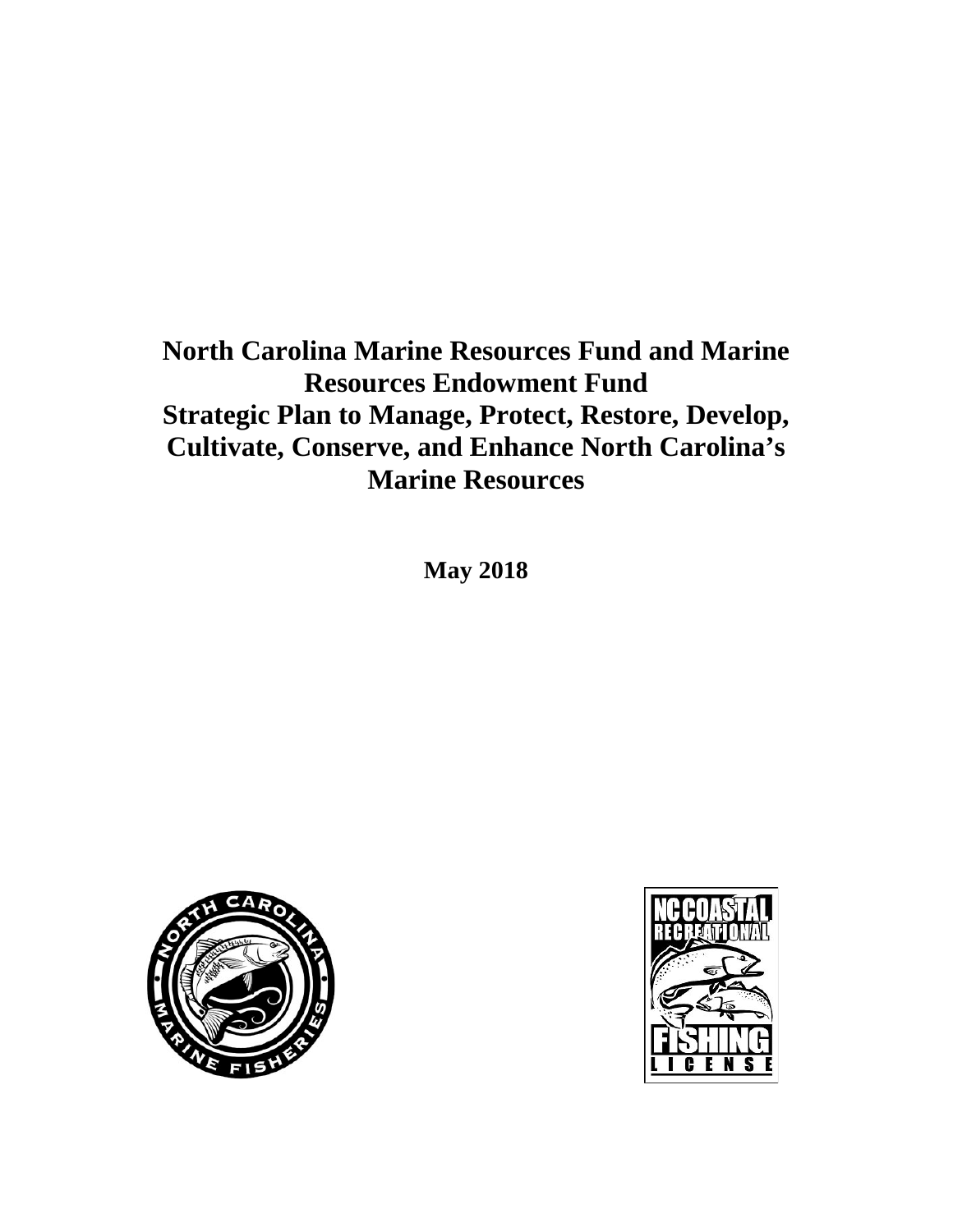# North Carolina Marine Resources Fund and Marine Resources Endowment Fund
# Strategic Plan to Manage, Protect, Restore, Develop, Cultivate, Conserve, and Enhance North Carolina's Marine Resources

**May 2018**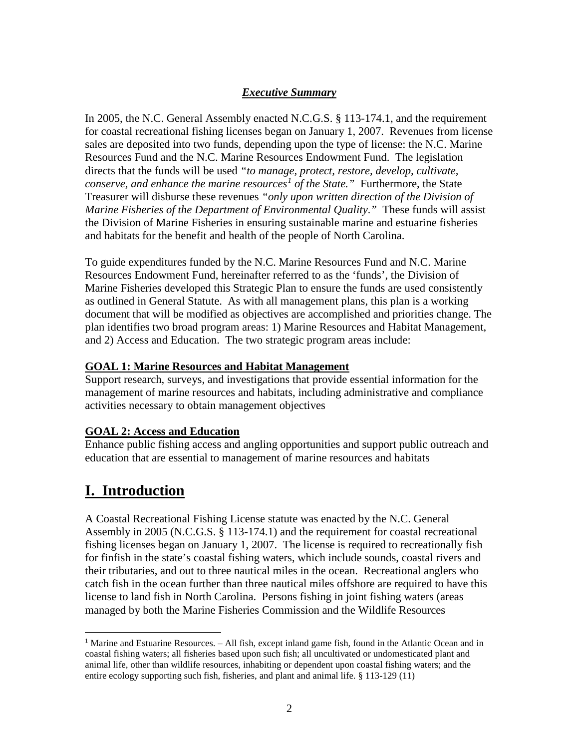***Executive Summary***

In 2005, the N.C. General Assembly enacted N.C.G.S. § 113-174.1, and the requirement for coastal recreational fishing licenses began on January 1, 2007. Revenues from license sales are deposited into two funds, depending upon the type of license: the N.C. Marine Resources Fund and the N.C. Marine Resources Endowment Fund. The legislation directs that the funds will be used *"to manage, protect, restore, develop, cultivate, conserve, and enhance the marine resources[1] of the State."* Furthermore, the State Treasurer will disburse these revenues *"only upon written direction of the Division of Marine Fisheries of the Department of Environmental Quality."* These funds will assist the Division of Marine Fisheries in ensuring sustainable marine and estuarine fisheries and habitats for the benefit and health of the people of North Carolina.

To guide expenditures funded by the N.C. Marine Resources Fund and N.C. Marine Resources Endowment Fund, hereinafter referred to as the 'funds', the Division of Marine Fisheries developed this Strategic Plan to ensure the funds are used consistently as outlined in General Statute. As with all management plans, this plan is a working document that will be modified as objectives are accomplished and priorities change. The plan identifies two broad program areas: 1) Marine Resources and Habitat Management, and 2) Access and Education. The two strategic program areas include:

**GOAL 1: Marine Resources and Habitat Management**

Support research, surveys, and investigations that provide essential information for the management of marine resources and habitats, including administrative and compliance activities necessary to obtain management objectives

**GOAL 2: Access and Education**

Enhance public fishing access and angling opportunities and support public outreach and education that are essential to management of marine resources and habitats

# I. Introduction

A Coastal Recreational Fishing License statute was enacted by the N.C. General Assembly in 2005 (N.C.G.S. § 113-174.1) and the requirement for coastal recreational fishing licenses began on January 1, 2007. The license is required to recreationally fish for finfish in the state's coastal fishing waters, which include sounds, coastal rivers and their tributaries, and out to three nautical miles in the ocean. Recreational anglers who catch fish in the ocean further than three nautical miles offshore are required to have this license to land fish in North Carolina. Persons fishing in joint fishing waters (areas managed by both the Marine Fisheries Commission and the Wildlife Resources

[1] Marine and Estuarine Resources. – All fish, except inland game fish, found in the Atlantic Ocean and in coastal fishing waters; all fisheries based upon such fish; all uncultivated or undomesticated plant and animal life, other than wildlife resources, inhabiting or dependent upon coastal fishing waters; and the entire ecology supporting such fish, fisheries, and plant and animal life. § 113-129 (11)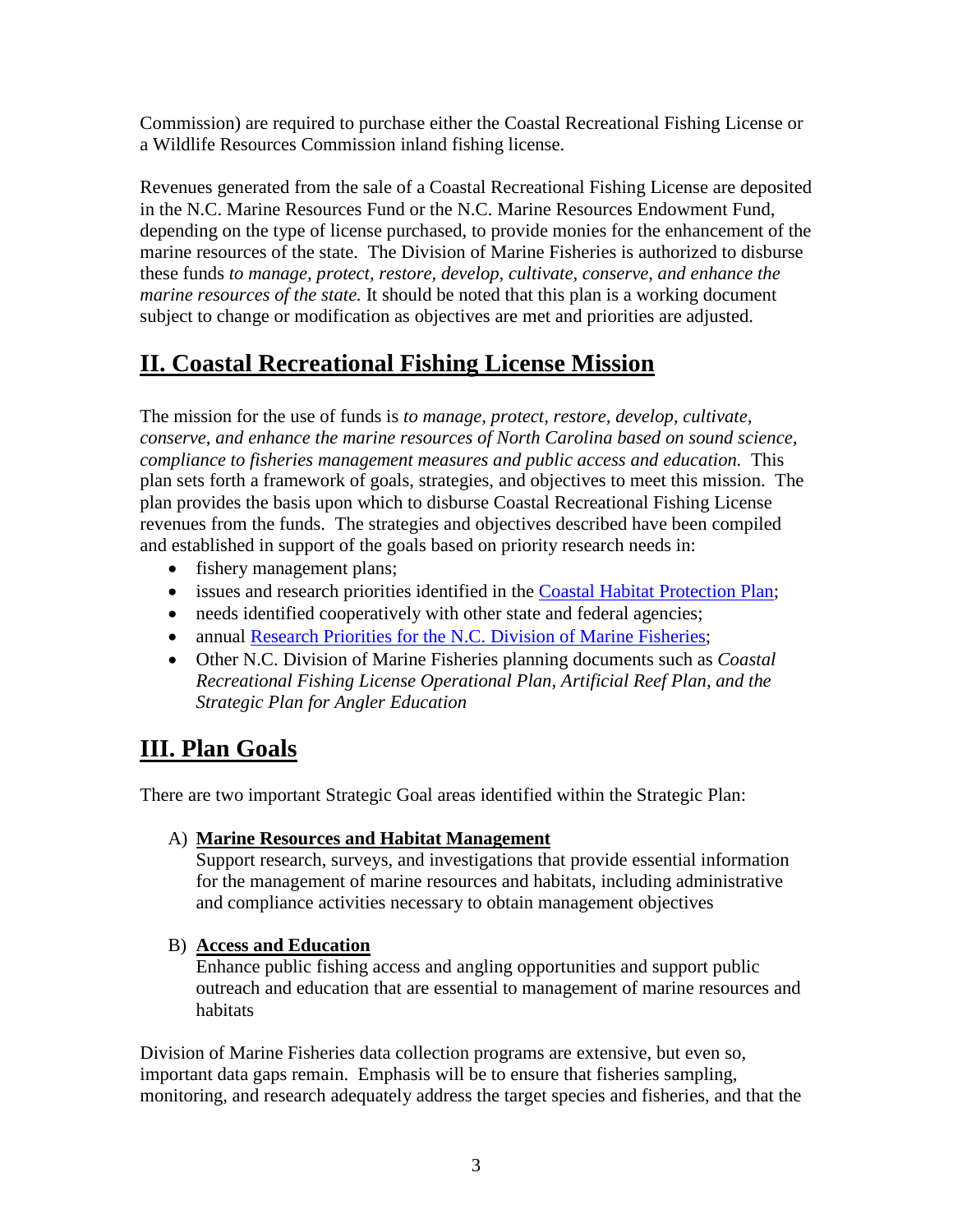Commission) are required to purchase either the Coastal Recreational Fishing License or a Wildlife Resources Commission inland fishing license.

Revenues generated from the sale of a Coastal Recreational Fishing License are deposited in the N.C. Marine Resources Fund or the N.C. Marine Resources Endowment Fund, depending on the type of license purchased, to provide monies for the enhancement of the marine resources of the state. The Division of Marine Fisheries is authorized to disburse these funds *to manage, protect, restore, develop, cultivate, conserve, and enhance the marine resources of the state.* It should be noted that this plan is a working document subject to change or modification as objectives are met and priorities are adjusted.

## II. Coastal Recreational Fishing License Mission

The mission for the use of funds is *to manage, protect, restore, develop, cultivate, conserve, and enhance the marine resources of North Carolina based on sound science, compliance to fisheries management measures and public access and education.* This plan sets forth a framework of goals, strategies, and objectives to meet this mission. The plan provides the basis upon which to disburse Coastal Recreational Fishing License revenues from the funds. The strategies and objectives described have been compiled and established in support of the goals based on priority research needs in:

- fishery management plans;
- issues and research priorities identified in the Coastal Habitat Protection Plan;
- needs identified cooperatively with other state and federal agencies;
- annual Research Priorities for the N.C. Division of Marine Fisheries;
- Other N.C. Division of Marine Fisheries planning documents such as *Coastal Recreational Fishing License Operational Plan, Artificial Reef Plan, and the Strategic Plan for Angler Education*

## III. Plan Goals

There are two important Strategic Goal areas identified within the Strategic Plan:

A) **Marine Resources and Habitat Management**
Support research, surveys, and investigations that provide essential information for the management of marine resources and habitats, including administrative and compliance activities necessary to obtain management objectives

B) **Access and Education**
Enhance public fishing access and angling opportunities and support public outreach and education that are essential to management of marine resources and habitats

Division of Marine Fisheries data collection programs are extensive, but even so, important data gaps remain. Emphasis will be to ensure that fisheries sampling, monitoring, and research adequately address the target species and fisheries, and that the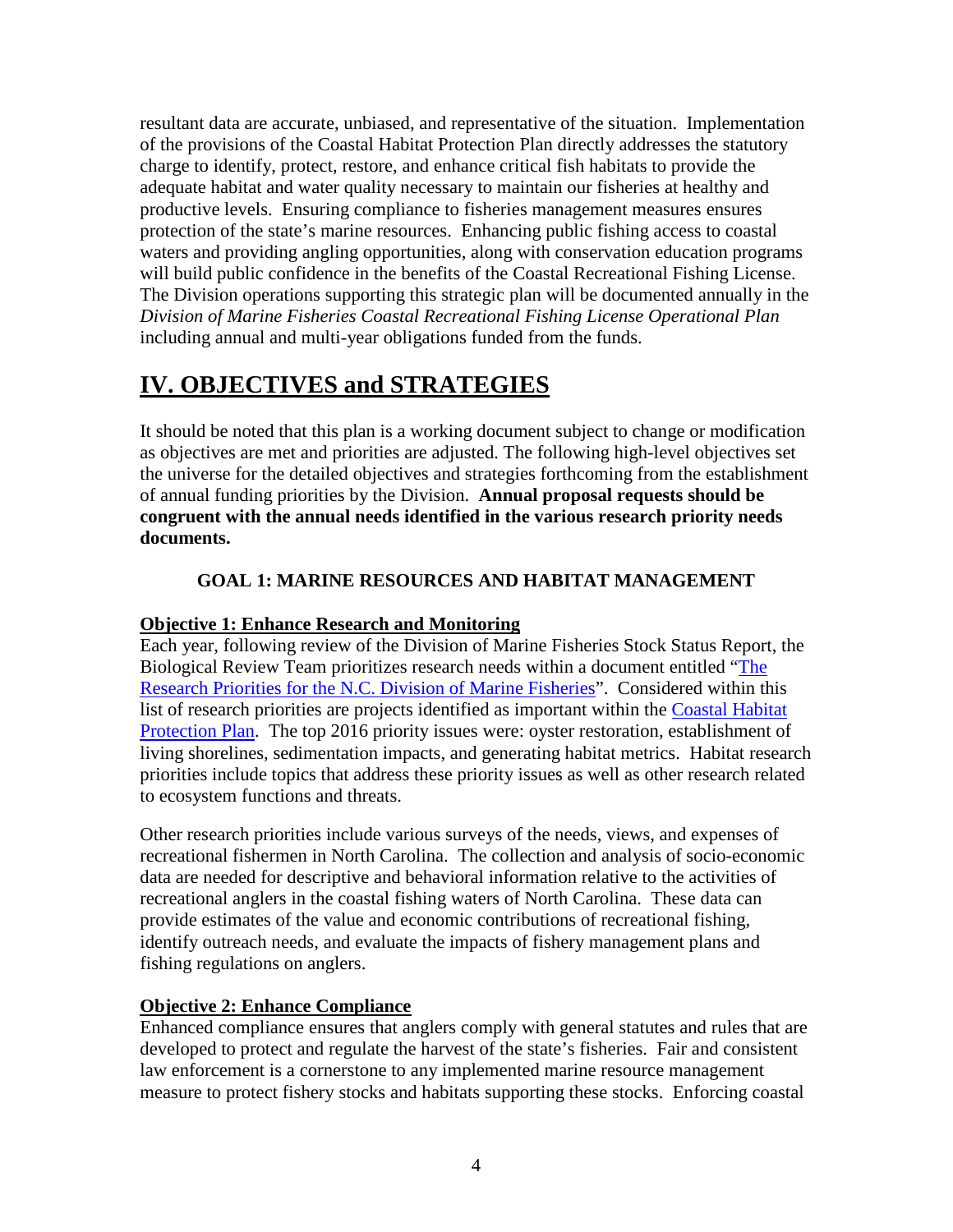resultant data are accurate, unbiased, and representative of the situation. Implementation of the provisions of the Coastal Habitat Protection Plan directly addresses the statutory charge to identify, protect, restore, and enhance critical fish habitats to provide the adequate habitat and water quality necessary to maintain our fisheries at healthy and productive levels. Ensuring compliance to fisheries management measures ensures protection of the state's marine resources. Enhancing public fishing access to coastal waters and providing angling opportunities, along with conservation education programs will build public confidence in the benefits of the Coastal Recreational Fishing License. The Division operations supporting this strategic plan will be documented annually in the *Division of Marine Fisheries Coastal Recreational Fishing License Operational Plan* including annual and multi-year obligations funded from the funds.

# IV. OBJECTIVES and STRATEGIES

It should be noted that this plan is a working document subject to change or modification as objectives are met and priorities are adjusted. The following high-level objectives set the universe for the detailed objectives and strategies forthcoming from the establishment of annual funding priorities by the Division. **Annual proposal requests should be congruent with the annual needs identified in the various research priority needs documents.**

## GOAL 1: MARINE RESOURCES AND HABITAT MANAGEMENT

### Objective 1: Enhance Research and Monitoring

Each year, following review of the Division of Marine Fisheries Stock Status Report, the Biological Review Team prioritizes research needs within a document entitled "The Research Priorities for the N.C. Division of Marine Fisheries". Considered within this list of research priorities are projects identified as important within the Coastal Habitat Protection Plan. The top 2016 priority issues were: oyster restoration, establishment of living shorelines, sedimentation impacts, and generating habitat metrics. Habitat research priorities include topics that address these priority issues as well as other research related to ecosystem functions and threats.

Other research priorities include various surveys of the needs, views, and expenses of recreational fishermen in North Carolina. The collection and analysis of socio-economic data are needed for descriptive and behavioral information relative to the activities of recreational anglers in the coastal fishing waters of North Carolina. These data can provide estimates of the value and economic contributions of recreational fishing, identify outreach needs, and evaluate the impacts of fishery management plans and fishing regulations on anglers.

### Objective 2: Enhance Compliance

Enhanced compliance ensures that anglers comply with general statutes and rules that are developed to protect and regulate the harvest of the state's fisheries. Fair and consistent law enforcement is a cornerstone to any implemented marine resource management measure to protect fishery stocks and habitats supporting these stocks. Enforcing coastal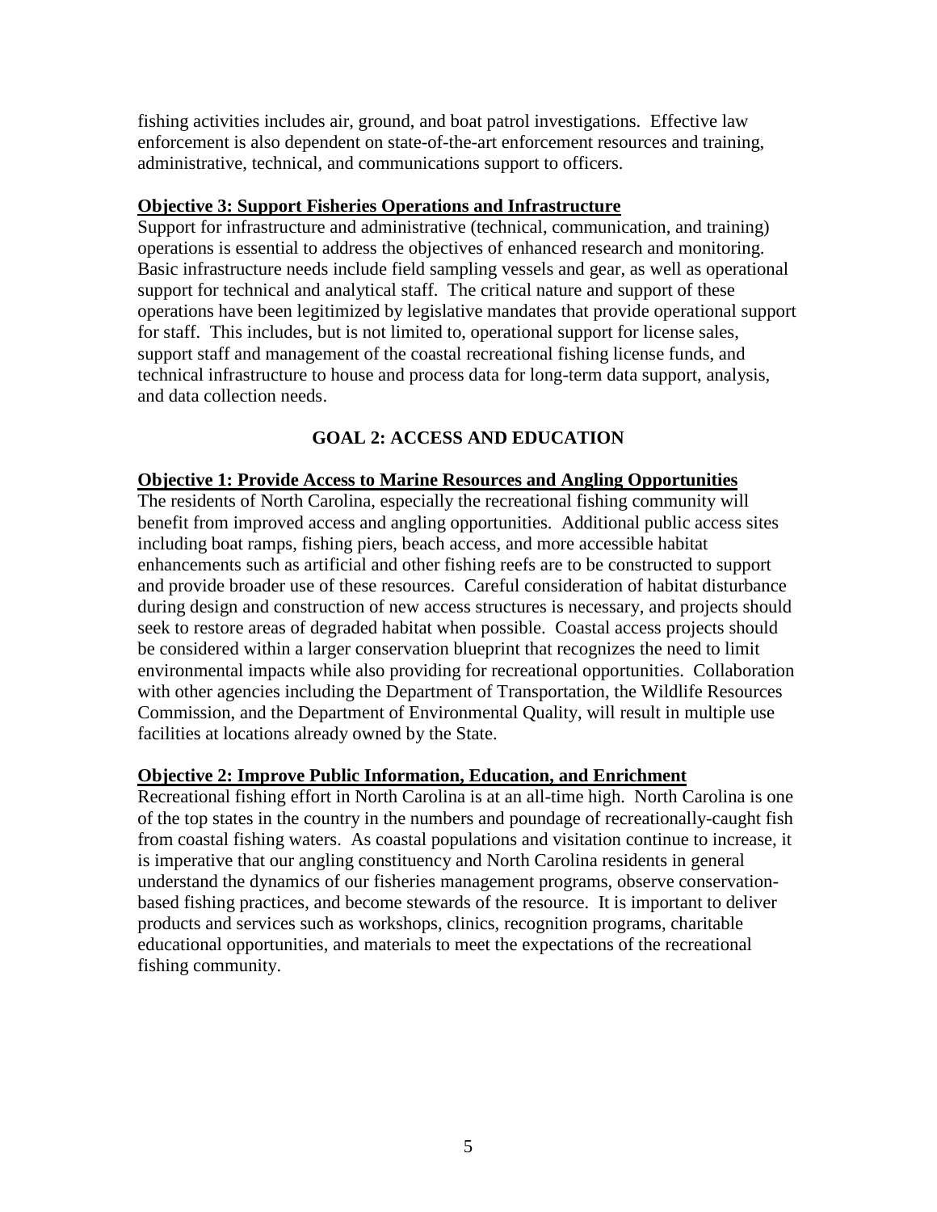fishing activities includes air, ground, and boat patrol investigations. Effective law enforcement is also dependent on state-of-the-art enforcement resources and training, administrative, technical, and communications support to officers.

**Objective 3: Support Fisheries Operations and Infrastructure**

Support for infrastructure and administrative (technical, communication, and training) operations is essential to address the objectives of enhanced research and monitoring. Basic infrastructure needs include field sampling vessels and gear, as well as operational support for technical and analytical staff. The critical nature and support of these operations have been legitimized by legislative mandates that provide operational support for staff. This includes, but is not limited to, operational support for license sales, support staff and management of the coastal recreational fishing license funds, and technical infrastructure to house and process data for long-term data support, analysis, and data collection needs.

## GOAL 2: ACCESS AND EDUCATION

**Objective 1: Provide Access to Marine Resources and Angling Opportunities**

The residents of North Carolina, especially the recreational fishing community will benefit from improved access and angling opportunities. Additional public access sites including boat ramps, fishing piers, beach access, and more accessible habitat enhancements such as artificial and other fishing reefs are to be constructed to support and provide broader use of these resources. Careful consideration of habitat disturbance during design and construction of new access structures is necessary, and projects should seek to restore areas of degraded habitat when possible. Coastal access projects should be considered within a larger conservation blueprint that recognizes the need to limit environmental impacts while also providing for recreational opportunities. Collaboration with other agencies including the Department of Transportation, the Wildlife Resources Commission, and the Department of Environmental Quality, will result in multiple use facilities at locations already owned by the State.

**Objective 2: Improve Public Information, Education, and Enrichment**

Recreational fishing effort in North Carolina is at an all-time high. North Carolina is one of the top states in the country in the numbers and poundage of recreationally-caught fish from coastal fishing waters. As coastal populations and visitation continue to increase, it is imperative that our angling constituency and North Carolina residents in general understand the dynamics of our fisheries management programs, observe conservation-based fishing practices, and become stewards of the resource. It is important to deliver products and services such as workshops, clinics, recognition programs, charitable educational opportunities, and materials to meet the expectations of the recreational fishing community.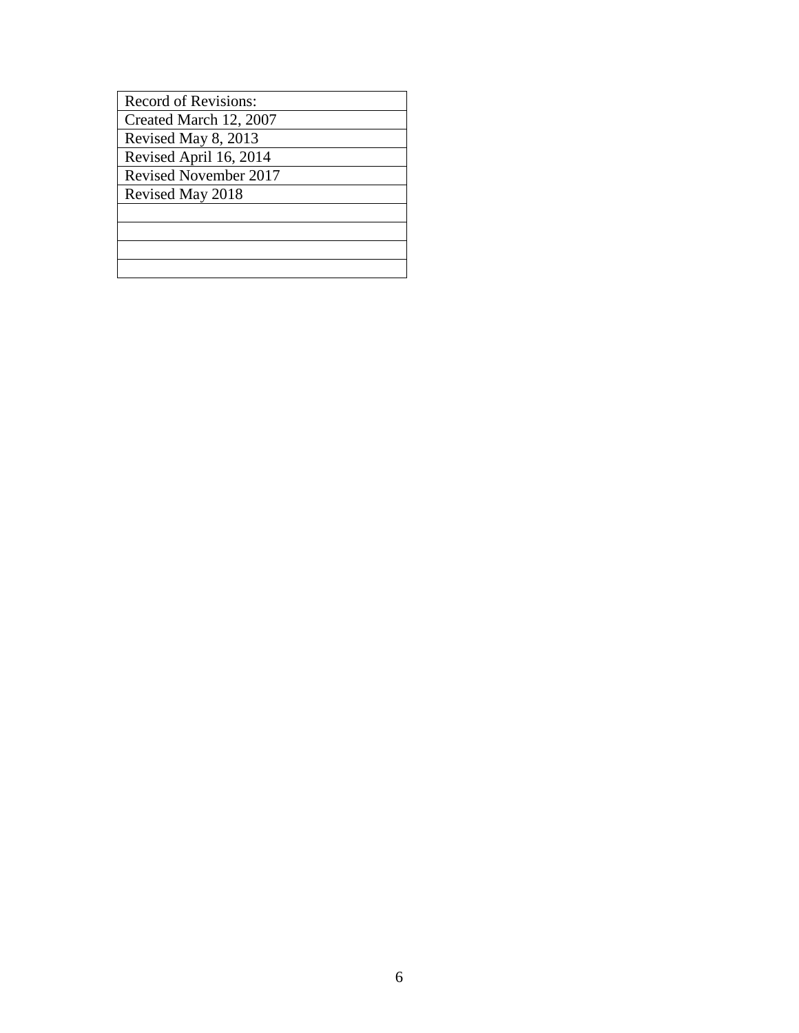| |
|---|
| Record of Revisions: |
| Created March 12, 2007 |
| Revised May 8, 2013 |
| Revised April 16, 2014 |
| Revised November 2017 |
| Revised May 2018 |
| |
| |
| |
| |